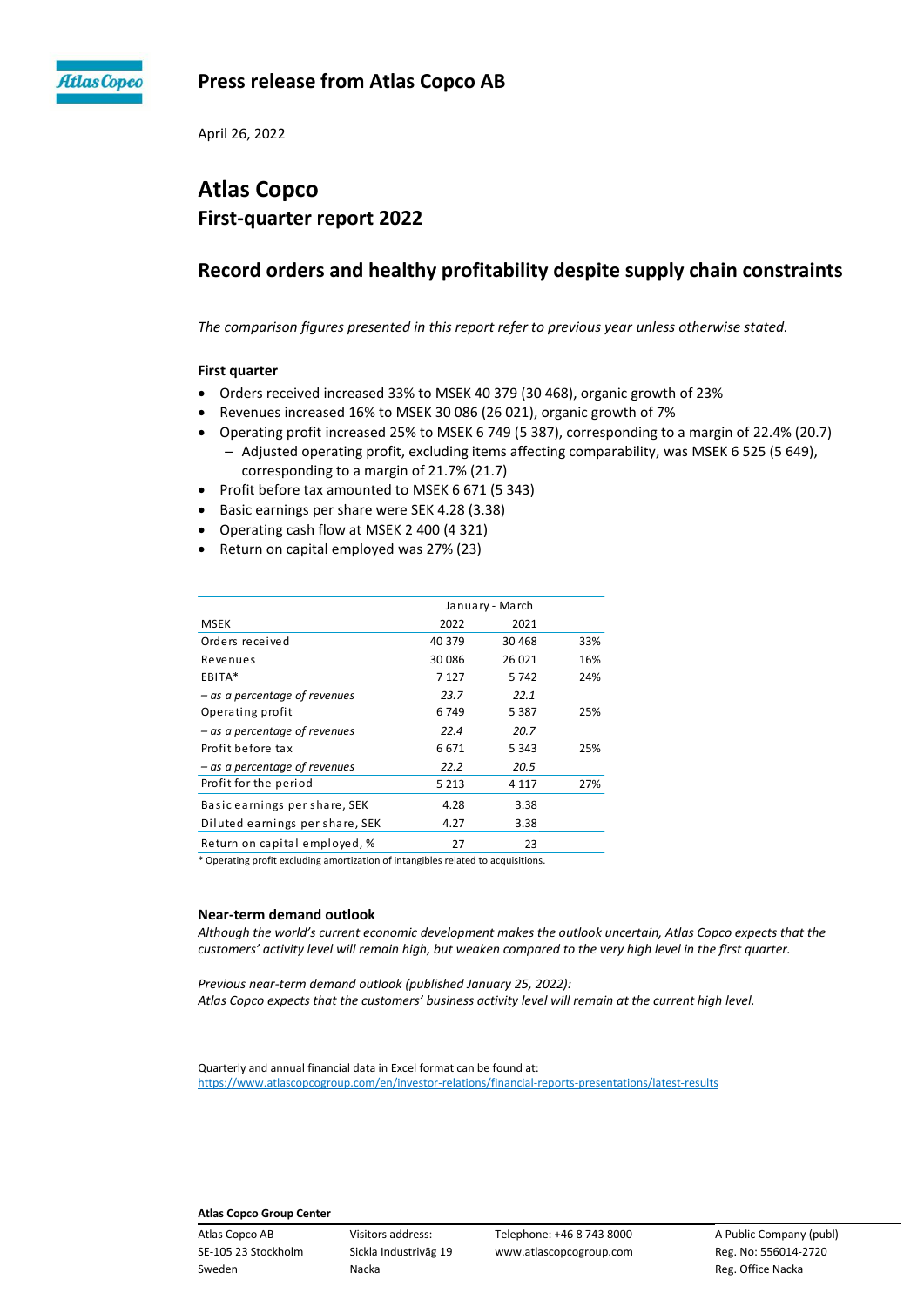# Press release from Atlas Copco AB

April 26, 2022

## Atlas Copco
## First-quarter report 2022

## Record orders and healthy profitability despite supply chain constraints

*The comparison figures presented in this report refer to previous year unless otherwise stated.*

**First quarter**

- Orders received increased 33% to MSEK 40 379 (30 468), organic growth of 23%
- Revenues increased 16% to MSEK 30 086 (26 021), organic growth of 7%
- Operating profit increased 25% to MSEK 6 749 (5 387), corresponding to a margin of 22.4% (20.7)
  - Adjusted operating profit, excluding items affecting comparability, was MSEK 6 525 (5 649), corresponding to a margin of 21.7% (21.7)
- Profit before tax amounted to MSEK 6 671 (5 343)
- Basic earnings per share were SEK 4.28 (3.38)
- Operating cash flow at MSEK 2 400 (4 321)
- Return on capital employed was 27% (23)

| | January - March | | |
|---|---|---|---|
| MSEK | 2022 | 2021 | |
| Orders received | 40 379 | 30 468 | 33% |
| Revenues | 30 086 | 26 021 | 16% |
| EBITA* | 7 127 | 5 742 | 24% |
| *– as a percentage of revenues* | *23.7* | *22.1* | |
| Operating profit | 6 749 | 5 387 | 25% |
| *– as a percentage of revenues* | *22.4* | *20.7* | |
| Profit before tax | 6 671 | 5 343 | 25% |
| *– as a percentage of revenues* | *22.2* | *20.5* | |
| Profit for the period | 5 213 | 4 117 | 27% |
| Basic earnings per share, SEK | 4.28 | 3.38 | |
| Diluted earnings per share, SEK | 4.27 | 3.38 | |
| Return on capital employed, % | 27 | 23 | |

\* Operating profit excluding amortization of intangibles related to acquisitions.

**Near-term demand outlook**

*Although the world's current economic development makes the outlook uncertain, Atlas Copco expects that the customers' activity level will remain high, but weaken compared to the very high level in the first quarter.*

*Previous near-term demand outlook (published January 25, 2022):*
*Atlas Copco expects that the customers' business activity level will remain at the current high level.*

Quarterly and annual financial data in Excel format can be found at:
https://www.atlascopcogroup.com/en/investor-relations/financial-reports-presentations/latest-results

**Atlas Copco Group Center**

Atlas Copco AB
SE-105 23 Stockholm
Sweden

Visitors address:
Sickla Industriväg 19
Nacka

Telephone: +46 8 743 8000
www.atlascopcogroup.com

A Public Company (publ)
Reg. No: 556014-2720
Reg. Office Nacka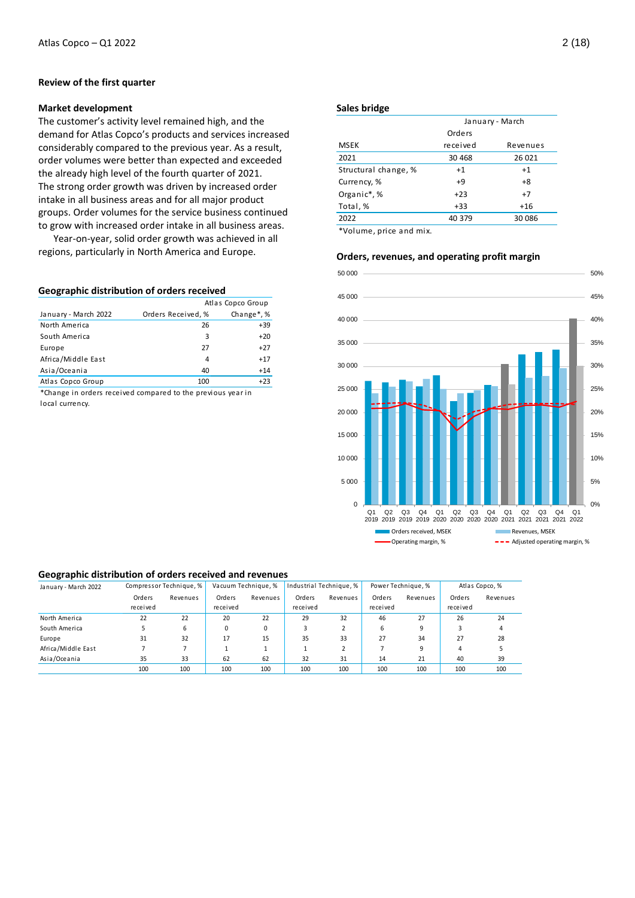## Review of the first quarter

### Market development

The customer's activity level remained high, and the demand for Atlas Copco's products and services increased considerably compared to the previous year. As a result, order volumes were better than expected and exceeded the already high level of the fourth quarter of 2021. The strong order growth was driven by increased order intake in all business areas and for all major product groups. Order volumes for the service business continued to grow with increased order intake in all business areas.

Year-on-year, solid order growth was achieved in all regions, particularly in North America and Europe.

### Geographic distribution of orders received

| | Atlas Copco Group | |
|---|---|---|
| January - March 2022 | Orders Received, % | Change*, % |
| North America | 26 | +39 |
| South America | 3 | +20 |
| Europe | 27 | +27 |
| Africa/Middle East | 4 | +17 |
| Asia/Oceania | 40 | +14 |
| Atlas Copco Group | 100 | +23 |

*Change in orders received compared to the previous year in local currency.

### Sales bridge

| | January - March | |
|---|---|---|
| MSEK | Orders received | Revenues |
| 2021 | 30 468 | 26 021 |
| Structural change, % | +1 | +1 |
| Currency, % | +9 | +8 |
| Organic*, % | +23 | +7 |
| Total, % | +33 | +16 |
| 2022 | 40 379 | 30 086 |

*Volume, price and mix.

### Orders, revenues, and operating profit margin

### Geographic distribution of orders received and revenues

| January - March 2022 | Compressor Technique, % | | Vacuum Technique, % | | Industrial Technique, % | | Power Technique, % | | Atlas Copco, % | |
|---|---|---|---|---|---|---|---|---|---|---|
| | Orders received | Revenues | Orders received | Revenues | Orders received | Revenues | Orders received | Revenues | Orders received | Revenues |
| North America | 22 | 22 | 20 | 22 | 29 | 32 | 46 | 27 | 26 | 24 |
| South America | 5 | 6 | 0 | 0 | 3 | 2 | 6 | 9 | 3 | 4 |
| Europe | 31 | 32 | 17 | 15 | 35 | 33 | 27 | 34 | 27 | 28 |
| Africa/Middle East | 7 | 7 | 1 | 1 | 1 | 2 | 7 | 9 | 4 | 5 |
| Asia/Oceania | 35 | 33 | 62 | 62 | 32 | 31 | 14 | 21 | 40 | 39 |
| | 100 | 100 | 100 | 100 | 100 | 100 | 100 | 100 | 100 | 100 |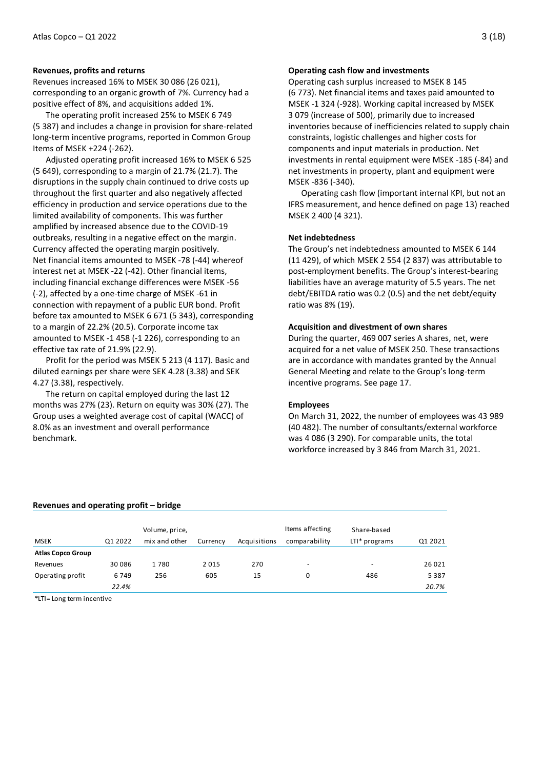### Revenues, profits and returns

Revenues increased 16% to MSEK 30 086 (26 021), corresponding to an organic growth of 7%. Currency had a positive effect of 8%, and acquisitions added 1%.

The operating profit increased 25% to MSEK 6 749 (5 387) and includes a change in provision for share-related long-term incentive programs, reported in Common Group Items of MSEK +224 (-262).

Adjusted operating profit increased 16% to MSEK 6 525 (5 649), corresponding to a margin of 21.7% (21.7). The disruptions in the supply chain continued to drive costs up throughout the first quarter and also negatively affected efficiency in production and service operations due to the limited availability of components. This was further amplified by increased absence due to the COVID-19 outbreaks, resulting in a negative effect on the margin. Currency affected the operating margin positively. Net financial items amounted to MSEK -78 (-44) whereof interest net at MSEK -22 (-42). Other financial items, including financial exchange differences were MSEK -56 (-2), affected by a one-time charge of MSEK -61 in connection with repayment of a public EUR bond. Profit before tax amounted to MSEK 6 671 (5 343), corresponding to a margin of 22.2% (20.5). Corporate income tax amounted to MSEK -1 458 (-1 226), corresponding to an effective tax rate of 21.9% (22.9).

Profit for the period was MSEK 5 213 (4 117). Basic and diluted earnings per share were SEK 4.28 (3.38) and SEK 4.27 (3.38), respectively.

The return on capital employed during the last 12 months was 27% (23). Return on equity was 30% (27). The Group uses a weighted average cost of capital (WACC) of 8.0% as an investment and overall performance benchmark.

### Operating cash flow and investments

Operating cash surplus increased to MSEK 8 145 (6 773). Net financial items and taxes paid amounted to MSEK -1 324 (-928). Working capital increased by MSEK 3 079 (increase of 500), primarily due to increased inventories because of inefficiencies related to supply chain constraints, logistic challenges and higher costs for components and input materials in production. Net investments in rental equipment were MSEK -185 (-84) and net investments in property, plant and equipment were MSEK -836 (-340).

Operating cash flow (important internal KPI, but not an IFRS measurement, and hence defined on page 13) reached MSEK 2 400 (4 321).

### Net indebtedness

The Group's net indebtedness amounted to MSEK 6 144 (11 429), of which MSEK 2 554 (2 837) was attributable to post-employment benefits. The Group's interest-bearing liabilities have an average maturity of 5.5 years. The net debt/EBITDA ratio was 0.2 (0.5) and the net debt/equity ratio was 8% (19).

### Acquisition and divestment of own shares

During the quarter, 469 007 series A shares, net, were acquired for a net value of MSEK 250. These transactions are in accordance with mandates granted by the Annual General Meeting and relate to the Group's long-term incentive programs. See page 17.

### Employees

On March 31, 2022, the number of employees was 43 989 (40 482). The number of consultants/external workforce was 4 086 (3 290). For comparable units, the total workforce increased by 3 846 from March 31, 2021.

### Revenues and operating profit – bridge

| MSEK | Q1 2022 | Volume, price, mix and other | Currency | Acquisitions | Items affecting comparability | Share-based LTI* programs | Q1 2021 |
|---|---|---|---|---|---|---|---|
| **Atlas Copco Group** | | | | | | | |
| Revenues | 30 086 | 1 780 | 2 015 | 270 | - | - | 26 021 |
| Operating profit | 6 749 | 256 | 605 | 15 | 0 | 486 | 5 387 |
| | *22.4%* | | | | | | *20.7%* |

*LTI= Long term incentive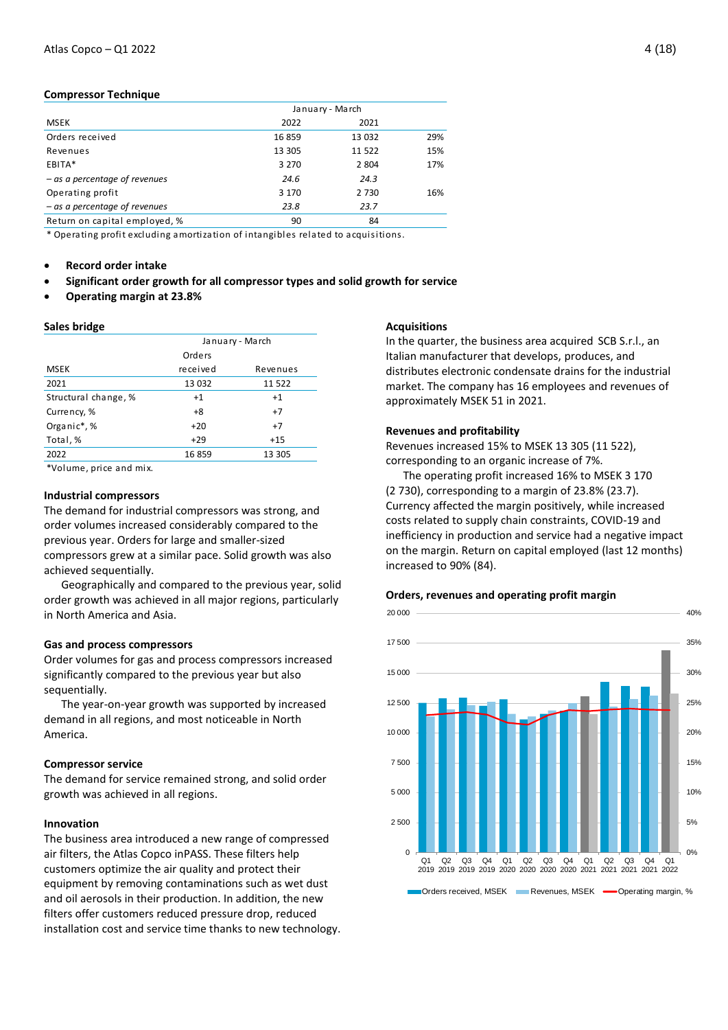## Compressor Technique

| MSEK | January - March 2022 | 2021 | |
|---|---|---|---|
| Orders received | 16 859 | 13 032 | 29% |
| Revenues | 13 305 | 11 522 | 15% |
| EBITA* | 3 270 | 2 804 | 17% |
| *– as a percentage of revenues* | *24.6* | *24.3* | |
| Operating profit | 3 170 | 2 730 | 16% |
| *– as a percentage of revenues* | *23.8* | *23.7* | |
| Return on capital employed, % | 90 | 84 | |

\* Operating profit excluding amortization of intangibles related to acquisitions.

- **Record order intake**
- **Significant order growth for all compressor types and solid growth for service**
- **Operating margin at 23.8%**

### Sales bridge

| MSEK | January - March Orders received | Revenues |
|---|---|---|
| 2021 | 13 032 | 11 522 |
| Structural change, % | +1 | +1 |
| Currency, % | +8 | +7 |
| Organic*, % | +20 | +7 |
| Total, % | +29 | +15 |
| 2022 | 16 859 | 13 305 |

\*Volume, price and mix.

### Industrial compressors

The demand for industrial compressors was strong, and order volumes increased considerably compared to the previous year. Orders for large and smaller-sized compressors grew at a similar pace. Solid growth was also achieved sequentially.

Geographically and compared to the previous year, solid order growth was achieved in all major regions, particularly in North America and Asia.

### Gas and process compressors

Order volumes for gas and process compressors increased significantly compared to the previous year but also sequentially.

The year-on-year growth was supported by increased demand in all regions, and most noticeable in North America.

### Compressor service

The demand for service remained strong, and solid order growth was achieved in all regions.

### Innovation

The business area introduced a new range of compressed air filters, the Atlas Copco inPASS. These filters help customers optimize the air quality and protect their equipment by removing contaminations such as wet dust and oil aerosols in their production. In addition, the new filters offer customers reduced pressure drop, reduced installation cost and service time thanks to new technology.

### Acquisitions

In the quarter, the business area acquired SCB S.r.l., an Italian manufacturer that develops, produces, and distributes electronic condensate drains for the industrial market. The company has 16 employees and revenues of approximately MSEK 51 in 2021.

### Revenues and profitability

Revenues increased 15% to MSEK 13 305 (11 522), corresponding to an organic increase of 7%.

The operating profit increased 16% to MSEK 3 170 (2 730), corresponding to a margin of 23.8% (23.7). Currency affected the margin positively, while increased costs related to supply chain constraints, COVID-19 and inefficiency in production and service had a negative impact on the margin. Return on capital employed (last 12 months) increased to 90% (84).

### Orders, revenues and operating profit margin

Orders received, MSEK | Revenues, MSEK | Operating margin, %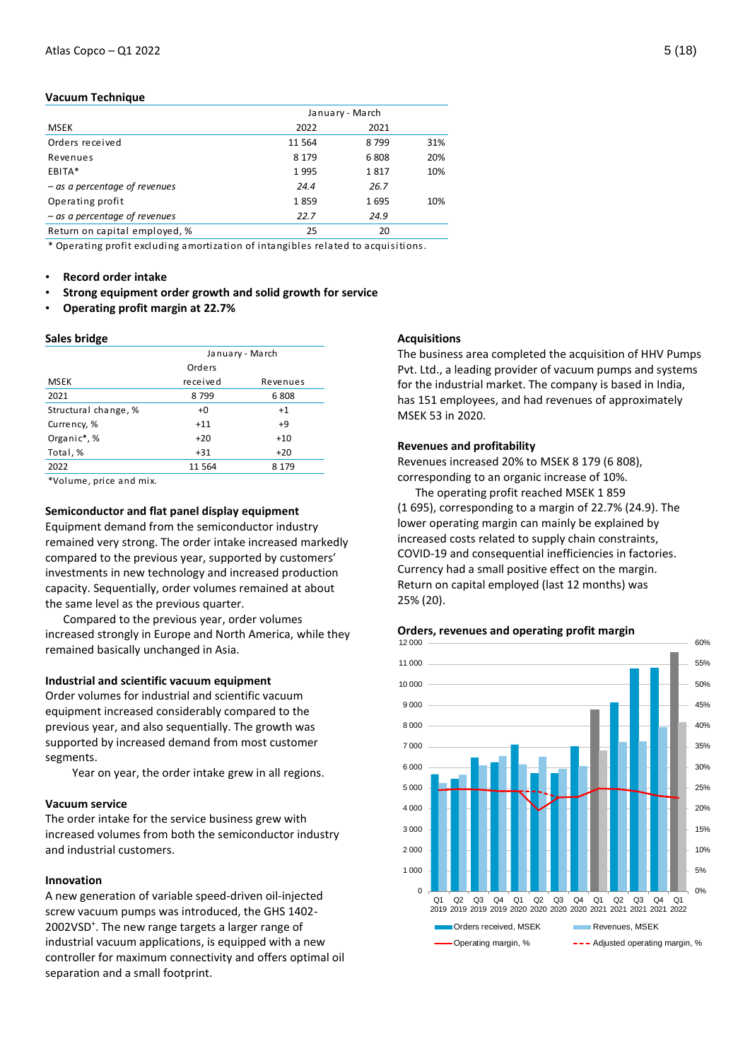## Vacuum Technique

| | January - March | | |
|---|---|---|---|
| MSEK | 2022 | 2021 | |
| Orders received | 11 564 | 8 799 | 31% |
| Revenues | 8 179 | 6 808 | 20% |
| EBITA* | 1 995 | 1 817 | 10% |
| *– as a percentage of revenues* | *24.4* | *26.7* | |
| Operating profit | 1 859 | 1 695 | 10% |
| *– as a percentage of revenues* | *22.7* | *24.9* | |
| Return on capital employed, % | 25 | 20 | |

\* Operating profit excluding amortization of intangibles related to acquisitions.

- **Record order intake**
- **Strong equipment order growth and solid growth for service**
- **Operating profit margin at 22.7%**

### Sales bridge

| | January - March | |
|---|---|---|
| MSEK | Orders received | Revenues |
| 2021 | 8 799 | 6 808 |
| Structural change, % | +0 | +1 |
| Currency, % | +11 | +9 |
| Organic*, % | +20 | +10 |
| Total, % | +31 | +20 |
| 2022 | 11 564 | 8 179 |

*Volume, price and mix.

### Semiconductor and flat panel display equipment

Equipment demand from the semiconductor industry remained very strong. The order intake increased markedly compared to the previous year, supported by customers' investments in new technology and increased production capacity. Sequentially, order volumes remained at about the same level as the previous quarter.

Compared to the previous year, order volumes increased strongly in Europe and North America, while they remained basically unchanged in Asia.

### Industrial and scientific vacuum equipment

Order volumes for industrial and scientific vacuum equipment increased considerably compared to the previous year, and also sequentially. The growth was supported by increased demand from most customer segments.

Year on year, the order intake grew in all regions.

### Vacuum service

The order intake for the service business grew with increased volumes from both the semiconductor industry and industrial customers.

### Innovation

A new generation of variable speed-driven oil-injected screw vacuum pumps was introduced, the GHS 1402-2002VSD+. The new range targets a larger range of industrial vacuum applications, is equipped with a new controller for maximum connectivity and offers optimal oil separation and a small footprint.

### Acquisitions

The business area completed the acquisition of HHV Pumps Pvt. Ltd., a leading provider of vacuum pumps and systems for the industrial market. The company is based in India, has 151 employees, and had revenues of approximately MSEK 53 in 2020.

### Revenues and profitability

Revenues increased 20% to MSEK 8 179 (6 808), corresponding to an organic increase of 10%.

The operating profit reached MSEK 1 859 (1 695), corresponding to a margin of 22.7% (24.9). The lower operating margin can mainly be explained by increased costs related to supply chain constraints, COVID-19 and consequential inefficiencies in factories. Currency had a small positive effect on the margin. Return on capital employed (last 12 months) was 25% (20).

### Orders, revenues and operating profit margin

Legend: Orders received, MSEK; Revenues, MSEK; Operating margin, %; Adjusted operating margin, %
Quarters: Q1 2019 – Q1 2022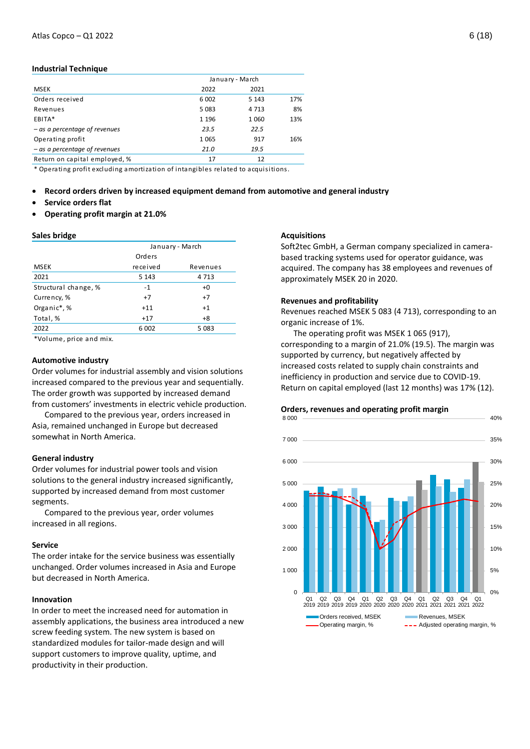## Industrial Technique

| MSEK | January - March 2022 | 2021 | |
|---|---|---|---|
| Orders received | 6 002 | 5 143 | 17% |
| Revenues | 5 083 | 4 713 | 8% |
| EBITA* | 1 196 | 1 060 | 13% |
| *– as a percentage of revenues* | *23.5* | *22.5* | |
| Operating profit | 1 065 | 917 | 16% |
| *– as a percentage of revenues* | *21.0* | *19.5* | |
| Return on capital employed, % | 17 | 12 | |

\* Operating profit excluding amortization of intangibles related to acquisitions.

- **Record orders driven by increased equipment demand from automotive and general industry**
- **Service orders flat**
- **Operating profit margin at 21.0%**

### Sales bridge

| MSEK | January - March Orders received | Revenues |
|---|---|---|
| 2021 | 5 143 | 4 713 |
| Structural change, % | -1 | +0 |
| Currency, % | +7 | +7 |
| Organic*, % | +11 | +1 |
| Total, % | +17 | +8 |
| 2022 | 6 002 | 5 083 |

*Volume, price and mix.

### Automotive industry

Order volumes for industrial assembly and vision solutions increased compared to the previous year and sequentially. The order growth was supported by increased demand from customers' investments in electric vehicle production.

Compared to the previous year, orders increased in Asia, remained unchanged in Europe but decreased somewhat in North America.

### General industry

Order volumes for industrial power tools and vision solutions to the general industry increased significantly, supported by increased demand from most customer segments.

Compared to the previous year, order volumes increased in all regions.

### Service

The order intake for the service business was essentially unchanged. Order volumes increased in Asia and Europe but decreased in North America.

### Innovation

In order to meet the increased need for automation in assembly applications, the business area introduced a new screw feeding system. The new system is based on standardized modules for tailor-made design and will support customers to improve quality, uptime, and productivity in their production.

### Acquisitions

Soft2tec GmbH, a German company specialized in camera-based tracking systems used for operator guidance, was acquired. The company has 38 employees and revenues of approximately MSEK 20 in 2020.

### Revenues and profitability

Revenues reached MSEK 5 083 (4 713), corresponding to an organic increase of 1%.

The operating profit was MSEK 1 065 (917), corresponding to a margin of 21.0% (19.5). The margin was supported by currency, but negatively affected by increased costs related to supply chain constraints and inefficiency in production and service due to COVID-19. Return on capital employed (last 12 months) was 17% (12).

### Orders, revenues and operating profit margin

Legend: Orders received, MSEK; Revenues, MSEK; Operating margin, %; Adjusted operating margin, %

Quarters: Q1 2019, Q2 2019, Q3 2019, Q4 2019, Q1 2020, Q2 2020, Q3 2020, Q4 2020, Q1 2021, Q2 2021, Q3 2021, Q4 2021, Q1 2022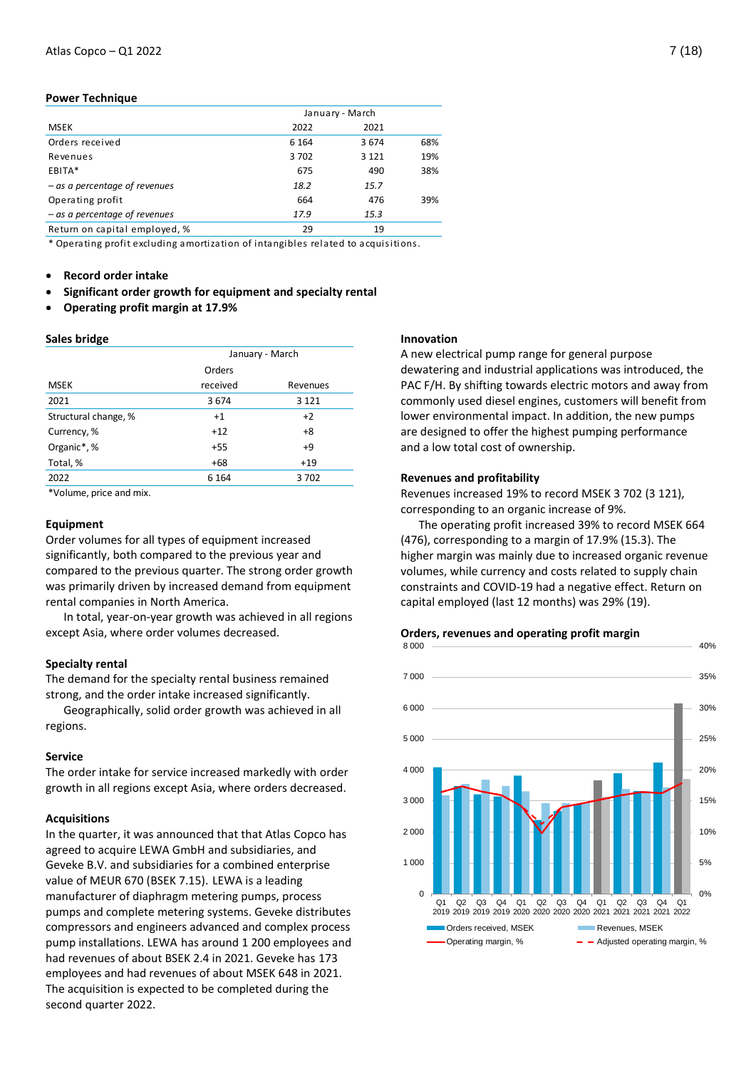## Power Technique

| MSEK | January - March 2022 | 2021 | |
|---|---|---|---|
| Orders received | 6 164 | 3 674 | 68% |
| Revenues | 3 702 | 3 121 | 19% |
| EBITA* | 675 | 490 | 38% |
| *– as a percentage of revenues* | *18.2* | *15.7* | |
| Operating profit | 664 | 476 | 39% |
| *– as a percentage of revenues* | *17.9* | *15.3* | |
| Return on capital employed, % | 29 | 19 | |

\* Operating profit excluding amortization of intangibles related to acquisitions.

- **Record order intake**
- **Significant order growth for equipment and specialty rental**
- **Operating profit margin at 17.9%**

### Sales bridge

| | January - March | |
|---|---|---|
| MSEK | Orders received | Revenues |
| 2021 | 3 674 | 3 121 |
| Structural change, % | +1 | +2 |
| Currency, % | +12 | +8 |
| Organic*, % | +55 | +9 |
| Total, % | +68 | +19 |
| 2022 | 6 164 | 3 702 |

*Volume, price and mix.

### Equipment

Order volumes for all types of equipment increased significantly, both compared to the previous year and compared to the previous quarter. The strong order growth was primarily driven by increased demand from equipment rental companies in North America.

In total, year-on-year growth was achieved in all regions except Asia, where order volumes decreased.

### Specialty rental

The demand for the specialty rental business remained strong, and the order intake increased significantly.

Geographically, solid order growth was achieved in all regions.

### Service

The order intake for service increased markedly with order growth in all regions except Asia, where orders decreased.

### Acquisitions

In the quarter, it was announced that that Atlas Copco has agreed to acquire LEWA GmbH and subsidiaries, and Geveke B.V. and subsidiaries for a combined enterprise value of MEUR 670 (BSEK 7.15). LEWA is a leading manufacturer of diaphragm metering pumps, process pumps and complete metering systems. Geveke distributes compressors and engineers advanced and complex process pump installations. LEWA has around 1 200 employees and had revenues of about BSEK 2.4 in 2021. Geveke has 173 employees and had revenues of about MSEK 648 in 2021. The acquisition is expected to be completed during the second quarter 2022.

### Innovation

A new electrical pump range for general purpose dewatering and industrial applications was introduced, the PAC F/H. By shifting towards electric motors and away from commonly used diesel engines, customers will benefit from lower environmental impact. In addition, the new pumps are designed to offer the highest pumping performance and a low total cost of ownership.

### Revenues and profitability

Revenues increased 19% to record MSEK 3 702 (3 121), corresponding to an organic increase of 9%.

The operating profit increased 39% to record MSEK 664 (476), corresponding to a margin of 17.9% (15.3). The higher margin was mainly due to increased organic revenue volumes, while currency and costs related to supply chain constraints and COVID-19 had a negative effect. Return on capital employed (last 12 months) was 29% (19).

### Orders, revenues and operating profit margin

Chart legend: Orders received, MSEK; Revenues, MSEK; Operating margin, %; Adjusted operating margin, %. Quarters Q1 2019 – Q1 2022.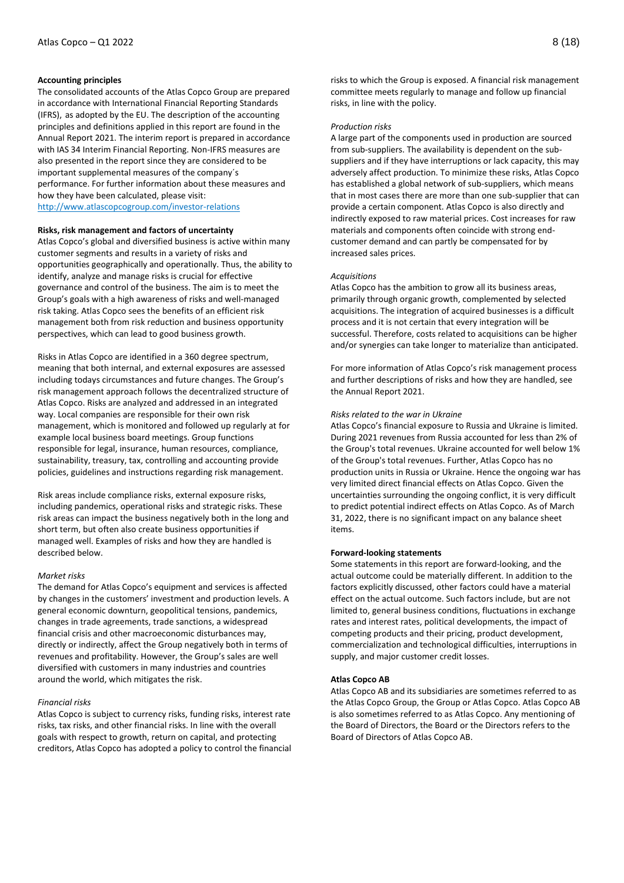## Accounting principles

The consolidated accounts of the Atlas Copco Group are prepared in accordance with International Financial Reporting Standards (IFRS), as adopted by the EU. The description of the accounting principles and definitions applied in this report are found in the Annual Report 2021. The interim report is prepared in accordance with IAS 34 Interim Financial Reporting. Non-IFRS measures are also presented in the report since they are considered to be important supplemental measures of the company´s performance. For further information about these measures and how they have been calculated, please visit:
http://www.atlascopcogroup.com/investor-relations

## Risks, risk management and factors of uncertainty

Atlas Copco's global and diversified business is active within many customer segments and results in a variety of risks and opportunities geographically and operationally. Thus, the ability to identify, analyze and manage risks is crucial for effective governance and control of the business. The aim is to meet the Group's goals with a high awareness of risks and well-managed risk taking. Atlas Copco sees the benefits of an efficient risk management both from risk reduction and business opportunity perspectives, which can lead to good business growth.

Risks in Atlas Copco are identified in a 360 degree spectrum, meaning that both internal, and external exposures are assessed including todays circumstances and future changes. The Group's risk management approach follows the decentralized structure of Atlas Copco. Risks are analyzed and addressed in an integrated way. Local companies are responsible for their own risk management, which is monitored and followed up regularly at for example local business board meetings. Group functions responsible for legal, insurance, human resources, compliance, sustainability, treasury, tax, controlling and accounting provide policies, guidelines and instructions regarding risk management.

Risk areas include compliance risks, external exposure risks, including pandemics, operational risks and strategic risks. These risk areas can impact the business negatively both in the long and short term, but often also create business opportunities if managed well. Examples of risks and how they are handled is described below.

*Market risks*

The demand for Atlas Copco's equipment and services is affected by changes in the customers' investment and production levels. A general economic downturn, geopolitical tensions, pandemics, changes in trade agreements, trade sanctions, a widespread financial crisis and other macroeconomic disturbances may, directly or indirectly, affect the Group negatively both in terms of revenues and profitability. However, the Group's sales are well diversified with customers in many industries and countries around the world, which mitigates the risk.

*Financial risks*

Atlas Copco is subject to currency risks, funding risks, interest rate risks, tax risks, and other financial risks. In line with the overall goals with respect to growth, return on capital, and protecting creditors, Atlas Copco has adopted a policy to control the financial risks to which the Group is exposed. A financial risk management committee meets regularly to manage and follow up financial risks, in line with the policy.

*Production risks*

A large part of the components used in production are sourced from sub-suppliers. The availability is dependent on the sub-suppliers and if they have interruptions or lack capacity, this may adversely affect production. To minimize these risks, Atlas Copco has established a global network of sub-suppliers, which means that in most cases there are more than one sub-supplier that can provide a certain component. Atlas Copco is also directly and indirectly exposed to raw material prices. Cost increases for raw materials and components often coincide with strong end-customer demand and can partly be compensated for by increased sales prices.

*Acquisitions*

Atlas Copco has the ambition to grow all its business areas, primarily through organic growth, complemented by selected acquisitions. The integration of acquired businesses is a difficult process and it is not certain that every integration will be successful. Therefore, costs related to acquisitions can be higher and/or synergies can take longer to materialize than anticipated.

For more information of Atlas Copco's risk management process and further descriptions of risks and how they are handled, see the Annual Report 2021.

*Risks related to the war in Ukraine*

Atlas Copco's financial exposure to Russia and Ukraine is limited. During 2021 revenues from Russia accounted for less than 2% of the Group's total revenues. Ukraine accounted for well below 1% of the Group's total revenues. Further, Atlas Copco has no production units in Russia or Ukraine. Hence the ongoing war has very limited direct financial effects on Atlas Copco. Given the uncertainties surrounding the ongoing conflict, it is very difficult to predict potential indirect effects on Atlas Copco. As of March 31, 2022, there is no significant impact on any balance sheet items.

## Forward-looking statements

Some statements in this report are forward-looking, and the actual outcome could be materially different. In addition to the factors explicitly discussed, other factors could have a material effect on the actual outcome. Such factors include, but are not limited to, general business conditions, fluctuations in exchange rates and interest rates, political developments, the impact of competing products and their pricing, product development, commercialization and technological difficulties, interruptions in supply, and major customer credit losses.

## Atlas Copco AB

Atlas Copco AB and its subsidiaries are sometimes referred to as the Atlas Copco Group, the Group or Atlas Copco. Atlas Copco AB is also sometimes referred to as Atlas Copco. Any mentioning of the Board of Directors, the Board or the Directors refers to the Board of Directors of Atlas Copco AB.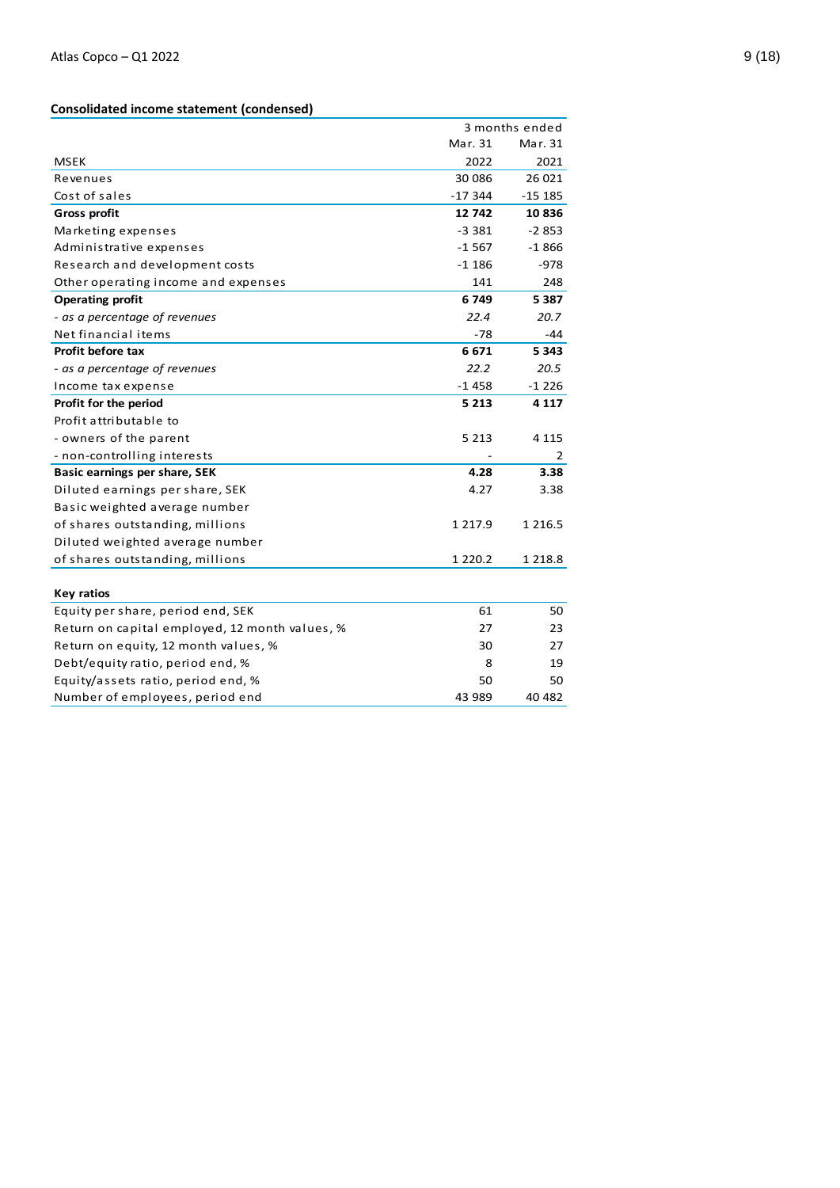**Consolidated income statement (condensed)**

| | 3 months ended | |
|---|---|---|
| | Mar. 31 | Mar. 31 |
| MSEK | 2022 | 2021 |
| Revenues | 30 086 | 26 021 |
| Cost of sales | -17 344 | -15 185 |
| **Gross profit** | **12 742** | **10 836** |
| Marketing expenses | -3 381 | -2 853 |
| Administrative expenses | -1 567 | -1 866 |
| Research and development costs | -1 186 | -978 |
| Other operating income and expenses | 141 | 248 |
| **Operating profit** | **6 749** | **5 387** |
| *- as a percentage of revenues* | *22.4* | *20.7* |
| Net financial items | -78 | -44 |
| **Profit before tax** | **6 671** | **5 343** |
| *- as a percentage of revenues* | *22.2* | *20.5* |
| Income tax expense | -1 458 | -1 226 |
| **Profit for the period** | **5 213** | **4 117** |
| Profit attributable to | | |
| - owners of the parent | 5 213 | 4 115 |
| - non-controlling interests | - | 2 |
| **Basic earnings per share, SEK** | **4.28** | **3.38** |
| Diluted earnings per share, SEK | 4.27 | 3.38 |
| Basic weighted average number of shares outstanding, millions | 1 217.9 | 1 216.5 |
| Diluted weighted average number of shares outstanding, millions | 1 220.2 | 1 218.8 |

**Key ratios**

| | | |
|---|---|---|
| Equity per share, period end, SEK | 61 | 50 |
| Return on capital employed, 12 month values, % | 27 | 23 |
| Return on equity, 12 month values, % | 30 | 27 |
| Debt/equity ratio, period end, % | 8 | 19 |
| Equity/assets ratio, period end, % | 50 | 50 |
| Number of employees, period end | 43 989 | 40 482 |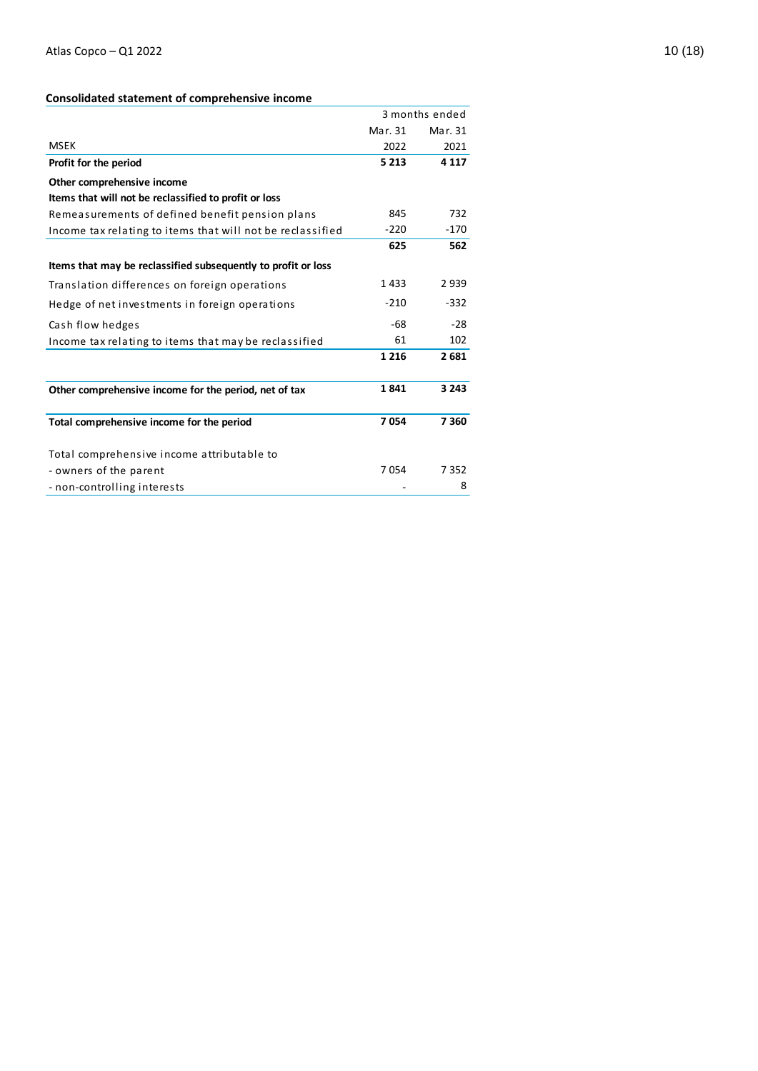## Consolidated statement of comprehensive income

| MSEK | 3 months ended Mar. 31 2022 | Mar. 31 2021 |
|---|---|---|
| **Profit for the period** | **5 213** | **4 117** |
| **Other comprehensive income** | | |
| **Items that will not be reclassified to profit or loss** | | |
| Remeasurements of defined benefit pension plans | 845 | 732 |
| Income tax relating to items that will not be reclassified | -220 | -170 |
| | **625** | **562** |
| **Items that may be reclassified subsequently to profit or loss** | | |
| Translation differences on foreign operations | 1 433 | 2 939 |
| Hedge of net investments in foreign operations | -210 | -332 |
| Cash flow hedges | -68 | -28 |
| Income tax relating to items that may be reclassified | 61 | 102 |
| | **1 216** | **2 681** |
| **Other comprehensive income for the period, net of tax** | **1 841** | **3 243** |
| **Total comprehensive income for the period** | **7 054** | **7 360** |
| Total comprehensive income attributable to | | |
| - owners of the parent | 7 054 | 7 352 |
| - non-controlling interests | - | 8 |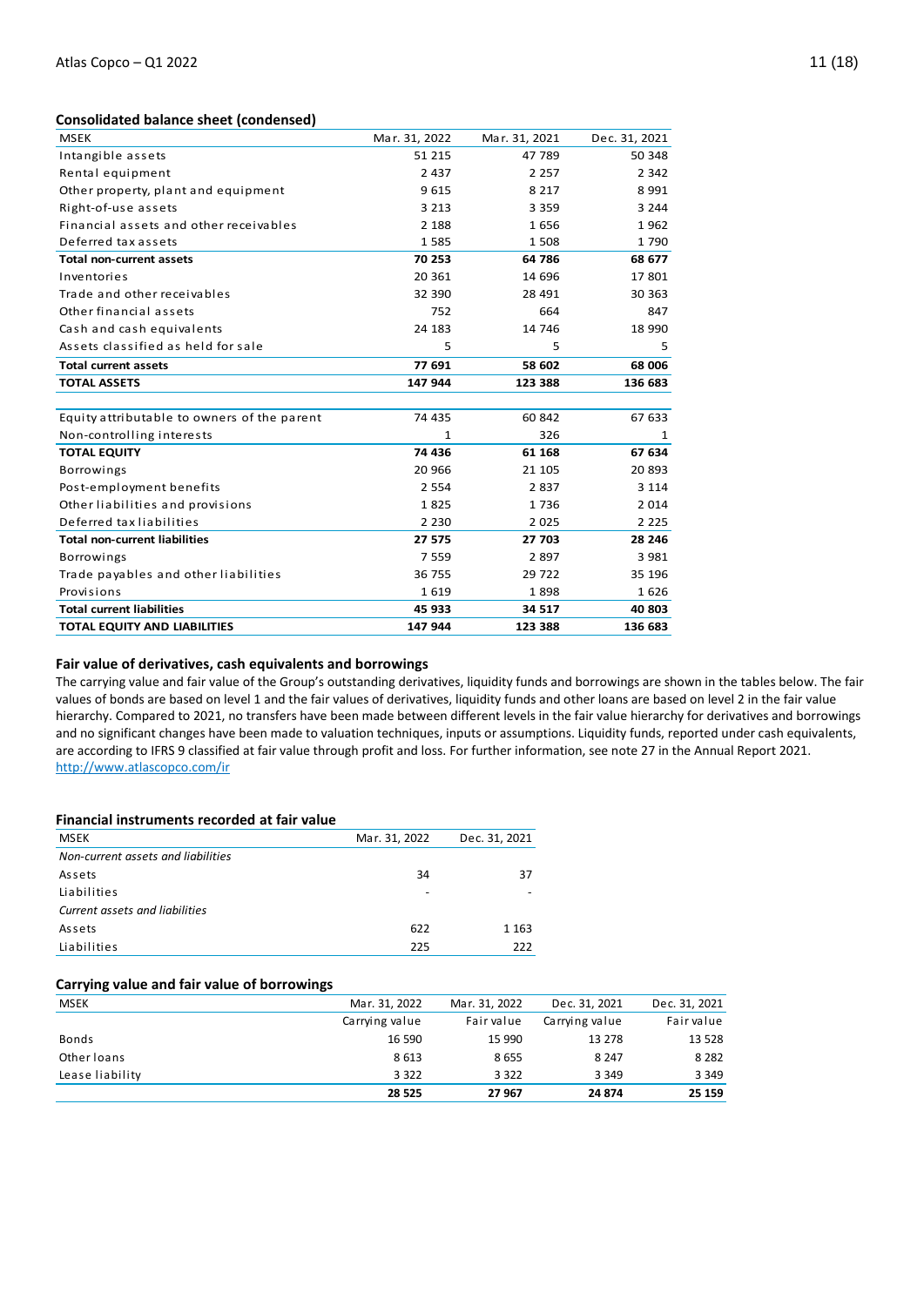### Consolidated balance sheet (condensed)

| MSEK | Mar. 31, 2022 | Mar. 31, 2021 | Dec. 31, 2021 |
|---|---|---|---|
| Intangible assets | 51 215 | 47 789 | 50 348 |
| Rental equipment | 2 437 | 2 257 | 2 342 |
| Other property, plant and equipment | 9 615 | 8 217 | 8 991 |
| Right-of-use assets | 3 213 | 3 359 | 3 244 |
| Financial assets and other receivables | 2 188 | 1 656 | 1 962 |
| Deferred tax assets | 1 585 | 1 508 | 1 790 |
| **Total non-current assets** | **70 253** | **64 786** | **68 677** |
| Inventories | 20 361 | 14 696 | 17 801 |
| Trade and other receivables | 32 390 | 28 491 | 30 363 |
| Other financial assets | 752 | 664 | 847 |
| Cash and cash equivalents | 24 183 | 14 746 | 18 990 |
| Assets classified as held for sale | 5 | 5 | 5 |
| **Total current assets** | **77 691** | **58 602** | **68 006** |
| **TOTAL ASSETS** | **147 944** | **123 388** | **136 683** |
| | | | |
| Equity attributable to owners of the parent | 74 435 | 60 842 | 67 633 |
| Non-controlling interests | 1 | 326 | 1 |
| **TOTAL EQUITY** | **74 436** | **61 168** | **67 634** |
| Borrowings | 20 966 | 21 105 | 20 893 |
| Post-employment benefits | 2 554 | 2 837 | 3 114 |
| Other liabilities and provisions | 1 825 | 1 736 | 2 014 |
| Deferred tax liabilities | 2 230 | 2 025 | 2 225 |
| **Total non-current liabilities** | **27 575** | **27 703** | **28 246** |
| Borrowings | 7 559 | 2 897 | 3 981 |
| Trade payables and other liabilities | 36 755 | 29 722 | 35 196 |
| Provisions | 1 619 | 1 898 | 1 626 |
| **Total current liabilities** | **45 933** | **34 517** | **40 803** |
| **TOTAL EQUITY AND LIABILITIES** | **147 944** | **123 388** | **136 683** |

### Fair value of derivatives, cash equivalents and borrowings

The carrying value and fair value of the Group's outstanding derivatives, liquidity funds and borrowings are shown in the tables below. The fair values of bonds are based on level 1 and the fair values of derivatives, liquidity funds and other loans are based on level 2 in the fair value hierarchy. Compared to 2021, no transfers have been made between different levels in the fair value hierarchy for derivatives and borrowings and no significant changes have been made to valuation techniques, inputs or assumptions. Liquidity funds, reported under cash equivalents, are according to IFRS 9 classified at fair value through profit and loss. For further information, see note 27 in the Annual Report 2021. http://www.atlascopco.com/ir

### Financial instruments recorded at fair value

| MSEK | Mar. 31, 2022 | Dec. 31, 2021 |
|---|---|---|
| *Non-current assets and liabilities* | | |
| Assets | 34 | 37 |
| Liabilities | - | - |
| *Current assets and liabilities* | | |
| Assets | 622 | 1 163 |
| Liabilities | 225 | 222 |

### Carrying value and fair value of borrowings

| MSEK | Mar. 31, 2022 | Mar. 31, 2022 | Dec. 31, 2021 | Dec. 31, 2021 |
|---|---|---|---|---|
| | Carrying value | Fair value | Carrying value | Fair value |
| Bonds | 16 590 | 15 990 | 13 278 | 13 528 |
| Other loans | 8 613 | 8 655 | 8 247 | 8 282 |
| Lease liability | 3 322 | 3 322 | 3 349 | 3 349 |
| | **28 525** | **27 967** | **24 874** | **25 159** |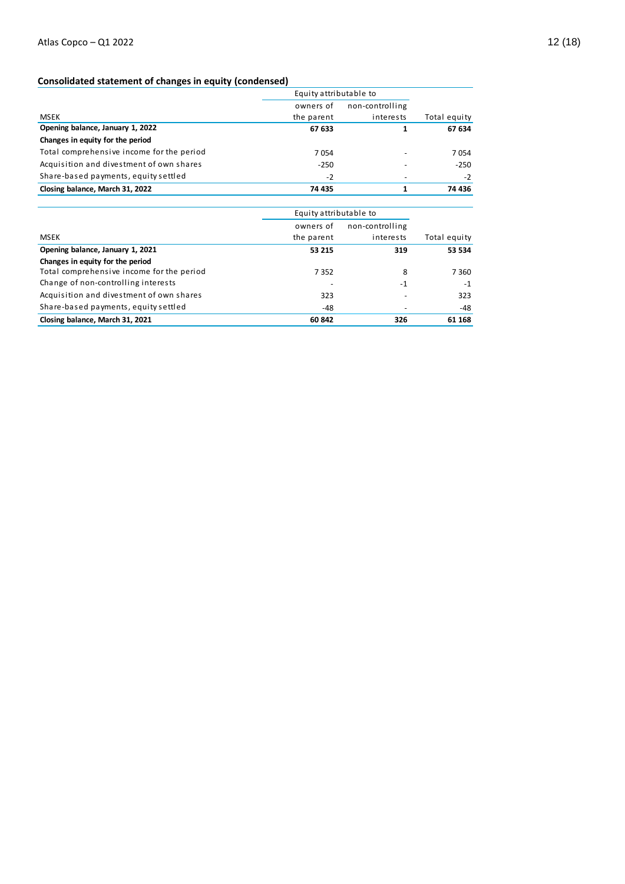## Consolidated statement of changes in equity (condensed)

| | Equity attributable to | | |
|---|---|---|---|
| MSEK | owners of the parent | non-controlling interests | Total equity |
| **Opening balance, January 1, 2022** | **67 633** | **1** | **67 634** |
| **Changes in equity for the period** | | | |
| Total comprehensive income for the period | 7 054 | - | 7 054 |
| Acquisition and divestment of own shares | -250 | - | -250 |
| Share-based payments, equity settled | -2 | - | -2 |
| **Closing balance, March 31, 2022** | **74 435** | **1** | **74 436** |

| | Equity attributable to | | |
|---|---|---|---|
| MSEK | owners of the parent | non-controlling interests | Total equity |
| **Opening balance, January 1, 2021** | **53 215** | **319** | **53 534** |
| **Changes in equity for the period** | | | |
| Total comprehensive income for the period | 7 352 | 8 | 7 360 |
| Change of non-controlling interests | - | -1 | -1 |
| Acquisition and divestment of own shares | 323 | - | 323 |
| Share-based payments, equity settled | -48 | - | -48 |
| **Closing balance, March 31, 2021** | **60 842** | **326** | **61 168** |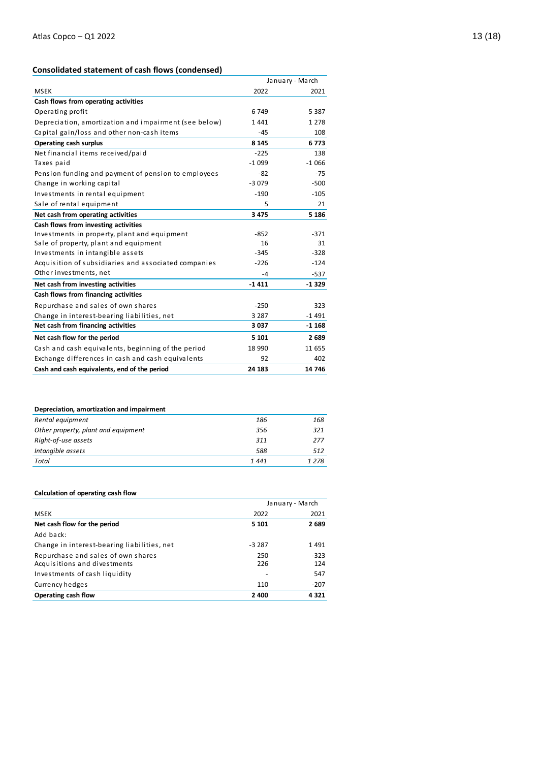## Consolidated statement of cash flows (condensed)

| | January - March | |
|---|---|---|
| MSEK | 2022 | 2021 |
| **Cash flows from operating activities** | | |
| Operating profit | 6 749 | 5 387 |
| Depreciation, amortization and impairment (see below) | 1 441 | 1 278 |
| Capital gain/loss and other non-cash items | -45 | 108 |
| **Operating cash surplus** | **8 145** | **6 773** |
| Net financial items received/paid | -225 | 138 |
| Taxes paid | -1 099 | -1 066 |
| Pension funding and payment of pension to employees | -82 | -75 |
| Change in working capital | -3 079 | -500 |
| Investments in rental equipment | -190 | -105 |
| Sale of rental equipment | 5 | 21 |
| **Net cash from operating activities** | **3 475** | **5 186** |
| **Cash flows from investing activities** | | |
| Investments in property, plant and equipment | -852 | -371 |
| Sale of property, plant and equipment | 16 | 31 |
| Investments in intangible assets | -345 | -328 |
| Acquisition of subsidiaries and associated companies | -226 | -124 |
| Other investments, net | -4 | -537 |
| **Net cash from investing activities** | **-1 411** | **-1 329** |
| **Cash flows from financing activities** | | |
| Repurchase and sales of own shares | -250 | 323 |
| Change in interest-bearing liabilities, net | 3 287 | -1 491 |
| **Net cash from financing activities** | **3 037** | **-1 168** |
| **Net cash flow for the period** | **5 101** | **2 689** |
| Cash and cash equivalents, beginning of the period | 18 990 | 11 655 |
| Exchange differences in cash and cash equivalents | 92 | 402 |
| **Cash and cash equivalents, end of the period** | **24 183** | **14 746** |

| **Depreciation, amortization and impairment** | | |
|---|---|---|
| *Rental equipment* | *186* | *168* |
| *Other property, plant and equipment* | *356* | *321* |
| *Right-of-use assets* | *311* | *277* |
| *Intangible assets* | *588* | *512* |
| *Total* | *1 441* | *1 278* |

**Calculation of operating cash flow**

| | January - March | |
|---|---|---|
| MSEK | 2022 | 2021 |
| **Net cash flow for the period** | **5 101** | **2 689** |
| Add back: | | |
| Change in interest-bearing liabilities, net | -3 287 | 1 491 |
| Repurchase and sales of own shares | 250 | -323 |
| Acquisitions and divestments | 226 | 124 |
| Investments of cash liquidity | - | 547 |
| Currency hedges | 110 | -207 |
| **Operating cash flow** | **2 400** | **4 321** |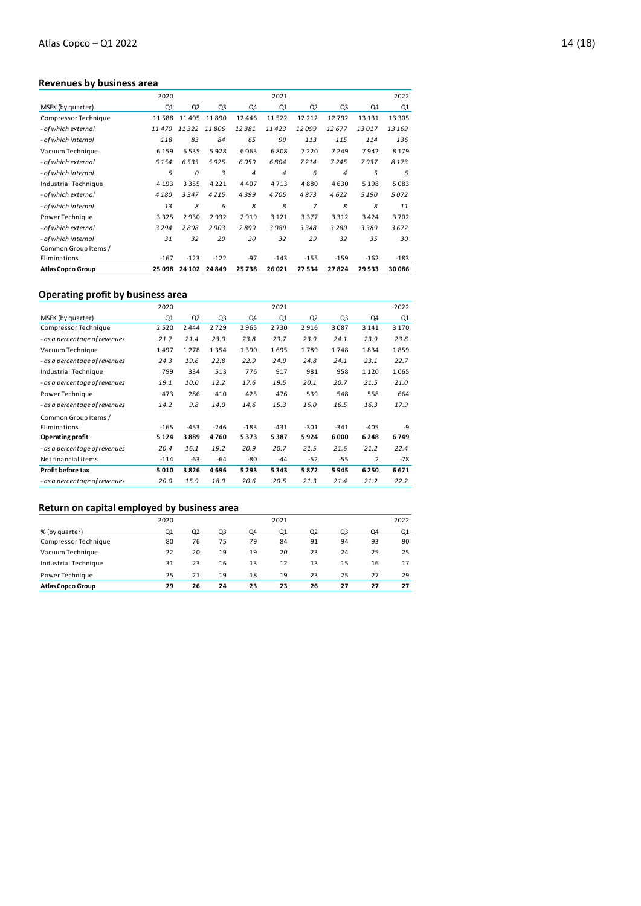## Revenues by business area

| | 2020 | | | | 2021 | | | | 2022 |
|---|---|---|---|---|---|---|---|---|---|
| MSEK (by quarter) | Q1 | Q2 | Q3 | Q4 | Q1 | Q2 | Q3 | Q4 | Q1 |
| Compressor Technique | 11 588 | 11 405 | 11 890 | 12 446 | 11 522 | 12 212 | 12 792 | 13 131 | 13 305 |
| *- of which external* | *11 470* | *11 322* | *11 806* | *12 381* | *11 423* | *12 099* | *12 677* | *13 017* | *13 169* |
| *- of which internal* | *118* | *83* | *84* | *65* | *99* | *113* | *115* | *114* | *136* |
| Vacuum Technique | 6 159 | 6 535 | 5 928 | 6 063 | 6 808 | 7 220 | 7 249 | 7 942 | 8 179 |
| *- of which external* | *6 154* | *6 535* | *5 925* | *6 059* | *6 804* | *7 214* | *7 245* | *7 937* | *8 173* |
| *- of which internal* | *5* | *0* | *3* | *4* | *4* | *6* | *4* | *5* | *6* |
| Industrial Technique | 4 193 | 3 355 | 4 221 | 4 407 | 4 713 | 4 880 | 4 630 | 5 198 | 5 083 |
| *- of which external* | *4 180* | *3 347* | *4 215* | *4 399* | *4 705* | *4 873* | *4 622* | *5 190* | *5 072* |
| *- of which internal* | *13* | *8* | *6* | *8* | *8* | *7* | *8* | *8* | *11* |
| Power Technique | 3 325 | 2 930 | 2 932 | 2 919 | 3 121 | 3 377 | 3 312 | 3 424 | 3 702 |
| *- of which external* | *3 294* | *2 898* | *2 903* | *2 899* | *3 089* | *3 348* | *3 280* | *3 389* | *3 672* |
| *- of which internal* | *31* | *32* | *29* | *20* | *32* | *29* | *32* | *35* | *30* |
| Common Group Items / Eliminations | -167 | -123 | -122 | -97 | -143 | -155 | -159 | -162 | -183 |
| **Atlas Copco Group** | **25 098** | **24 102** | **24 849** | **25 738** | **26 021** | **27 534** | **27 824** | **29 533** | **30 086** |

## Operating profit by business area

| | 2020 | | | | 2021 | | | | 2022 |
|---|---|---|---|---|---|---|---|---|---|
| MSEK (by quarter) | Q1 | Q2 | Q3 | Q4 | Q1 | Q2 | Q3 | Q4 | Q1 |
| Compressor Technique | 2 520 | 2 444 | 2 729 | 2 965 | 2 730 | 2 916 | 3 087 | 3 141 | 3 170 |
| *- as a percentage of revenues* | *21.7* | *21.4* | *23.0* | *23.8* | *23.7* | *23.9* | *24.1* | *23.9* | *23.8* |
| Vacuum Technique | 1 497 | 1 278 | 1 354 | 1 390 | 1 695 | 1 789 | 1 748 | 1 834 | 1 859 |
| *- as a percentage of revenues* | *24.3* | *19.6* | *22.8* | *22.9* | *24.9* | *24.8* | *24.1* | *23.1* | *22.7* |
| Industrial Technique | 799 | 334 | 513 | 776 | 917 | 981 | 958 | 1 120 | 1 065 |
| *- as a percentage of revenues* | *19.1* | *10.0* | *12.2* | *17.6* | *19.5* | *20.1* | *20.7* | *21.5* | *21.0* |
| Power Technique | 473 | 286 | 410 | 425 | 476 | 539 | 548 | 558 | 664 |
| *- as a percentage of revenues* | *14.2* | *9.8* | *14.0* | *14.6* | *15.3* | *16.0* | *16.5* | *16.3* | *17.9* |
| Common Group Items / Eliminations | -165 | -453 | -246 | -183 | -431 | -301 | -341 | -405 | -9 |
| **Operating profit** | **5 124** | **3 889** | **4 760** | **5 373** | **5 387** | **5 924** | **6 000** | **6 248** | **6 749** |
| *- as a percentage of revenues* | *20.4* | *16.1* | *19.2* | *20.9* | *20.7* | *21.5* | *21.6* | *21.2* | *22.4* |
| Net financial items | -114 | -63 | -64 | -80 | -44 | -52 | -55 | 2 | -78 |
| **Profit before tax** | **5 010** | **3 826** | **4 696** | **5 293** | **5 343** | **5 872** | **5 945** | **6 250** | **6 671** |
| *- as a percentage of revenues* | *20.0* | *15.9* | *18.9* | *20.6* | *20.5* | *21.3* | *21.4* | *21.2* | *22.2* |

## Return on capital employed by business area

| | 2020 | | | | 2021 | | | | 2022 |
|---|---|---|---|---|---|---|---|---|---|
| % (by quarter) | Q1 | Q2 | Q3 | Q4 | Q1 | Q2 | Q3 | Q4 | Q1 |
| Compressor Technique | 80 | 76 | 75 | 79 | 84 | 91 | 94 | 93 | 90 |
| Vacuum Technique | 22 | 20 | 19 | 19 | 20 | 23 | 24 | 25 | 25 |
| Industrial Technique | 31 | 23 | 16 | 13 | 12 | 13 | 15 | 16 | 17 |
| Power Technique | 25 | 21 | 19 | 18 | 19 | 23 | 25 | 27 | 29 |
| **Atlas Copco Group** | **29** | **26** | **24** | **23** | **23** | **26** | **27** | **27** | **27** |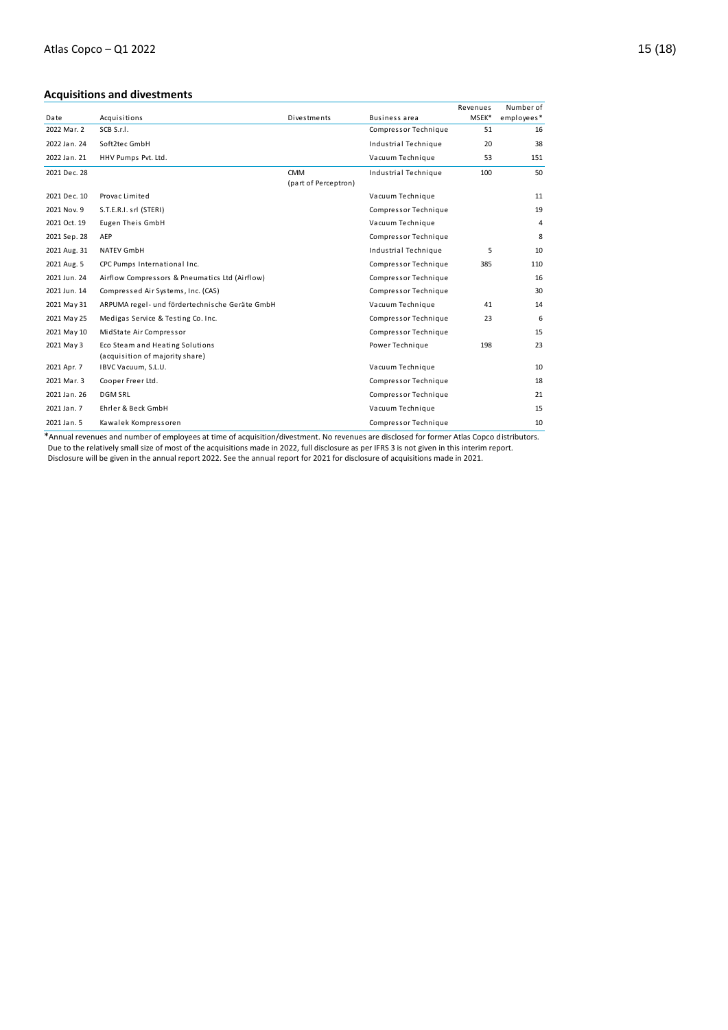## Acquisitions and divestments

| Date | Acquisitions | Divestments | Business area | Revenues MSEK* | Number of employees* |
|---|---|---|---|---|---|
| 2022 Mar. 2 | SCB S.r.l. | | Compressor Technique | 51 | 16 |
| 2022 Jan. 24 | Soft2tec GmbH | | Industrial Technique | 20 | 38 |
| 2022 Jan. 21 | HHV Pumps Pvt. Ltd. | | Vacuum Technique | 53 | 151 |
| 2021 Dec. 28 | | CMM (part of Perceptron) | Industrial Technique | 100 | 50 |
| 2021 Dec. 10 | Provac Limited | | Vacuum Technique | | 11 |
| 2021 Nov. 9 | S.T.E.R.I. srl (STERI) | | Compressor Technique | | 19 |
| 2021 Oct. 19 | Eugen Theis GmbH | | Vacuum Technique | | 4 |
| 2021 Sep. 28 | AEP | | Compressor Technique | | 8 |
| 2021 Aug. 31 | NATEV GmbH | | Industrial Technique | 5 | 10 |
| 2021 Aug. 5 | CPC Pumps International Inc. | | Compressor Technique | 385 | 110 |
| 2021 Jun. 24 | Airflow Compressors & Pneumatics Ltd (Airflow) | | Compressor Technique | | 16 |
| 2021 Jun. 14 | Compressed Air Systems, Inc. (CAS) | | Compressor Technique | | 30 |
| 2021 May 31 | ARPUMA regel- und fördertechnische Geräte GmbH | | Vacuum Technique | 41 | 14 |
| 2021 May 25 | Medigas Service & Testing Co. Inc. | | Compressor Technique | 23 | 6 |
| 2021 May 10 | MidState Air Compressor | | Compressor Technique | | 15 |
| 2021 May 3 | Eco Steam and Heating Solutions (acquisition of majority share) | | Power Technique | 198 | 23 |
| 2021 Apr. 7 | IBVC Vacuum, S.L.U. | | Vacuum Technique | | 10 |
| 2021 Mar. 3 | Cooper Freer Ltd. | | Compressor Technique | | 18 |
| 2021 Jan. 26 | DGM SRL | | Compressor Technique | | 21 |
| 2021 Jan. 7 | Ehrler & Beck GmbH | | Vacuum Technique | | 15 |
| 2021 Jan. 5 | Kawalek Kompressoren | | Compressor Technique | | 10 |

*Annual revenues and number of employees at time of acquisition/divestment. No revenues are disclosed for former Atlas Copco distributors. Due to the relatively small size of most of the acquisitions made in 2022, full disclosure as per IFRS 3 is not given in this interim report. Disclosure will be given in the annual report 2022. See the annual report for 2021 for disclosure of acquisitions made in 2021.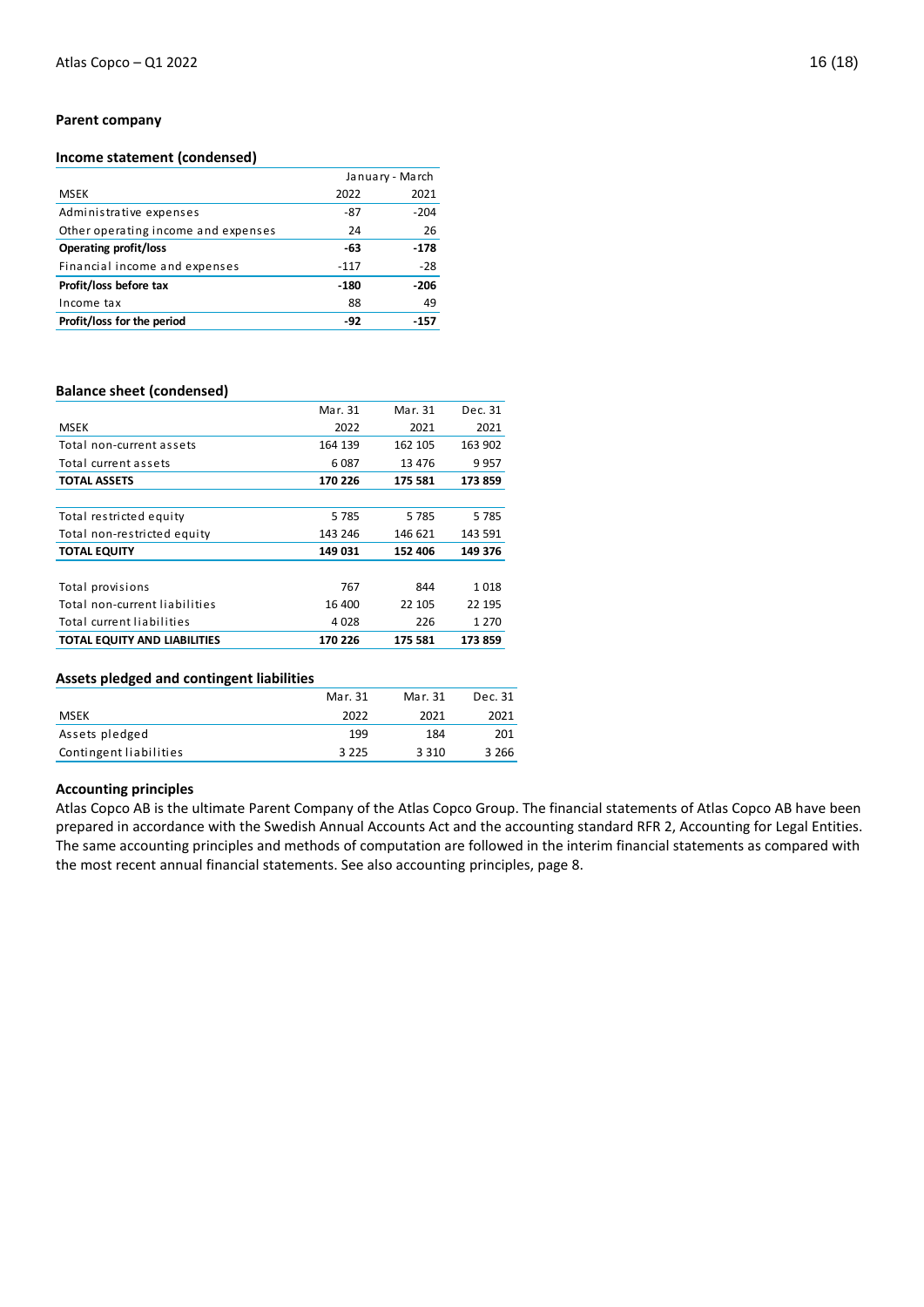## Parent company

### Income statement (condensed)

| | January - March | |
|---|---|---|
| MSEK | 2022 | 2021 |
| Administrative expenses | -87 | -204 |
| Other operating income and expenses | 24 | 26 |
| **Operating profit/loss** | **-63** | **-178** |
| Financial income and expenses | -117 | -28 |
| **Profit/loss before tax** | **-180** | **-206** |
| Income tax | 88 | 49 |
| **Profit/loss for the period** | **-92** | **-157** |

### Balance sheet (condensed)

| | Mar. 31 | Mar. 31 | Dec. 31 |
|---|---|---|---|
| MSEK | 2022 | 2021 | 2021 |
| Total non-current assets | 164 139 | 162 105 | 163 902 |
| Total current assets | 6 087 | 13 476 | 9 957 |
| **TOTAL ASSETS** | **170 226** | **175 581** | **173 859** |
| | | | |
| Total restricted equity | 5 785 | 5 785 | 5 785 |
| Total non-restricted equity | 143 246 | 146 621 | 143 591 |
| **TOTAL EQUITY** | **149 031** | **152 406** | **149 376** |
| | | | |
| Total provisions | 767 | 844 | 1 018 |
| Total non-current liabilities | 16 400 | 22 105 | 22 195 |
| Total current liabilities | 4 028 | 226 | 1 270 |
| **TOTAL EQUITY AND LIABILITIES** | **170 226** | **175 581** | **173 859** |

### Assets pledged and contingent liabilities

| | Mar. 31 | Mar. 31 | Dec. 31 |
|---|---|---|---|
| MSEK | 2022 | 2021 | 2021 |
| Assets pledged | 199 | 184 | 201 |
| Contingent liabilities | 3 225 | 3 310 | 3 266 |

### Accounting principles

Atlas Copco AB is the ultimate Parent Company of the Atlas Copco Group. The financial statements of Atlas Copco AB have been prepared in accordance with the Swedish Annual Accounts Act and the accounting standard RFR 2, Accounting for Legal Entities. The same accounting principles and methods of computation are followed in the interim financial statements as compared with the most recent annual financial statements. See also accounting principles, page 8.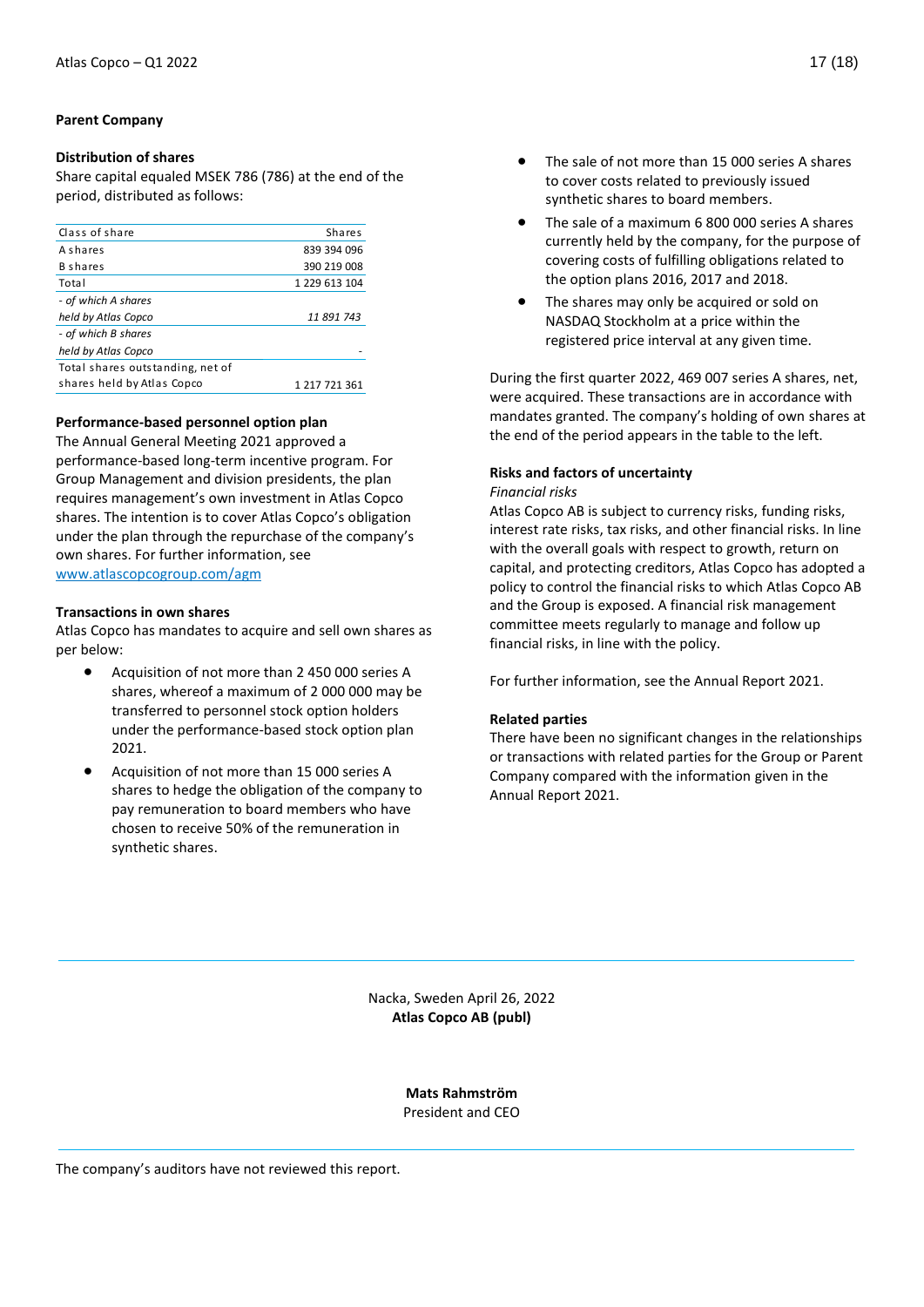## Parent Company

### Distribution of shares

Share capital equaled MSEK 786 (786) at the end of the period, distributed as follows:

| Class of share | Shares |
|---|---|
| A shares | 839 394 096 |
| B shares | 390 219 008 |
| Total | 1 229 613 104 |
| *- of which A shares held by Atlas Copco* | *11 891 743* |
| *- of which B shares held by Atlas Copco* | - |
| Total shares outstanding, net of shares held by Atlas Copco | 1 217 721 361 |

### Performance-based personnel option plan

The Annual General Meeting 2021 approved a performance-based long-term incentive program. For Group Management and division presidents, the plan requires management's own investment in Atlas Copco shares. The intention is to cover Atlas Copco's obligation under the plan through the repurchase of the company's own shares. For further information, see www.atlascopcogroup.com/agm

### Transactions in own shares

Atlas Copco has mandates to acquire and sell own shares as per below:

- Acquisition of not more than 2 450 000 series A shares, whereof a maximum of 2 000 000 may be transferred to personnel stock option holders under the performance-based stock option plan 2021.
- Acquisition of not more than 15 000 series A shares to hedge the obligation of the company to pay remuneration to board members who have chosen to receive 50% of the remuneration in synthetic shares.
- The sale of not more than 15 000 series A shares to cover costs related to previously issued synthetic shares to board members.
- The sale of a maximum 6 800 000 series A shares currently held by the company, for the purpose of covering costs of fulfilling obligations related to the option plans 2016, 2017 and 2018.
- The shares may only be acquired or sold on NASDAQ Stockholm at a price within the registered price interval at any given time.

During the first quarter 2022, 469 007 series A shares, net, were acquired. These transactions are in accordance with mandates granted. The company's holding of own shares at the end of the period appears in the table to the left.

### Risks and factors of uncertainty

*Financial risks*

Atlas Copco AB is subject to currency risks, funding risks, interest rate risks, tax risks, and other financial risks. In line with the overall goals with respect to growth, return on capital, and protecting creditors, Atlas Copco has adopted a policy to control the financial risks to which Atlas Copco AB and the Group is exposed. A financial risk management committee meets regularly to manage and follow up financial risks, in line with the policy.

For further information, see the Annual Report 2021.

### Related parties

There have been no significant changes in the relationships or transactions with related parties for the Group or Parent Company compared with the information given in the Annual Report 2021.

Nacka, Sweden April 26, 2022
**Atlas Copco AB (publ)**

**Mats Rahmström**
President and CEO

The company's auditors have not reviewed this report.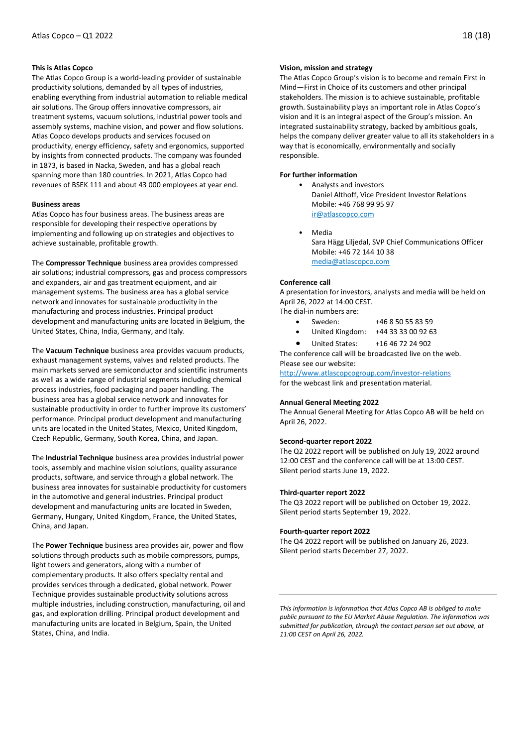### This is Atlas Copco

The Atlas Copco Group is a world-leading provider of sustainable productivity solutions, demanded by all types of industries, enabling everything from industrial automation to reliable medical air solutions. The Group offers innovative compressors, air treatment systems, vacuum solutions, industrial power tools and assembly systems, machine vision, and power and flow solutions. Atlas Copco develops products and services focused on productivity, energy efficiency, safety and ergonomics, supported by insights from connected products. The company was founded in 1873, is based in Nacka, Sweden, and has a global reach spanning more than 180 countries. In 2021, Atlas Copco had revenues of BSEK 111 and about 43 000 employees at year end.

### Business areas

Atlas Copco has four business areas. The business areas are responsible for developing their respective operations by implementing and following up on strategies and objectives to achieve sustainable, profitable growth.

The **Compressor Technique** business area provides compressed air solutions; industrial compressors, gas and process compressors and expanders, air and gas treatment equipment, and air management systems. The business area has a global service network and innovates for sustainable productivity in the manufacturing and process industries. Principal product development and manufacturing units are located in Belgium, the United States, China, India, Germany, and Italy.

The **Vacuum Technique** business area provides vacuum products, exhaust management systems, valves and related products. The main markets served are semiconductor and scientific instruments as well as a wide range of industrial segments including chemical process industries, food packaging and paper handling. The business area has a global service network and innovates for sustainable productivity in order to further improve its customers' performance. Principal product development and manufacturing units are located in the United States, Mexico, United Kingdom, Czech Republic, Germany, South Korea, China, and Japan.

The **Industrial Technique** business area provides industrial power tools, assembly and machine vision solutions, quality assurance products, software, and service through a global network. The business area innovates for sustainable productivity for customers in the automotive and general industries. Principal product development and manufacturing units are located in Sweden, Germany, Hungary, United Kingdom, France, the United States, China, and Japan.

The **Power Technique** business area provides air, power and flow solutions through products such as mobile compressors, pumps, light towers and generators, along with a number of complementary products. It also offers specialty rental and provides services through a dedicated, global network. Power Technique provides sustainable productivity solutions across multiple industries, including construction, manufacturing, oil and gas, and exploration drilling. Principal product development and manufacturing units are located in Belgium, Spain, the United States, China, and India.

### Vision, mission and strategy

The Atlas Copco Group's vision is to become and remain First in Mind—First in Choice of its customers and other principal stakeholders. The mission is to achieve sustainable, profitable growth. Sustainability plays an important role in Atlas Copco's vision and it is an integral aspect of the Group's mission. An integrated sustainability strategy, backed by ambitious goals, helps the company deliver greater value to all its stakeholders in a way that is economically, environmentally and socially responsible.

### For further information

- Analysts and investors
  Daniel Althoff, Vice President Investor Relations
  Mobile: +46 768 99 95 97
  ir@atlascopco.com
- Media
  Sara Hägg Liljedal, SVP Chief Communications Officer
  Mobile: +46 72 144 10 38
  media@atlascopco.com

### Conference call

A presentation for investors, analysts and media will be held on April 26, 2022 at 14:00 CEST.
The dial-in numbers are:

- Sweden: +46 8 50 55 83 59
- United Kingdom: +44 33 33 00 92 63
- United States: +16 46 72 24 902

The conference call will be broadcasted live on the web. Please see our website:
http://www.atlascopcogroup.com/investor-relations
for the webcast link and presentation material.

### Annual General Meeting 2022

The Annual General Meeting for Atlas Copco AB will be held on April 26, 2022.

### Second-quarter report 2022

The Q2 2022 report will be published on July 19, 2022 around 12:00 CEST and the conference call will be at 13:00 CEST. Silent period starts June 19, 2022.

### Third-quarter report 2022

The Q3 2022 report will be published on October 19, 2022. Silent period starts September 19, 2022.

### Fourth-quarter report 2022

The Q4 2022 report will be published on January 26, 2023. Silent period starts December 27, 2022.

---

*This information is information that Atlas Copco AB is obliged to make public pursuant to the EU Market Abuse Regulation. The information was submitted for publication, through the contact person set out above, at 11:00 CEST on April 26, 2022.*